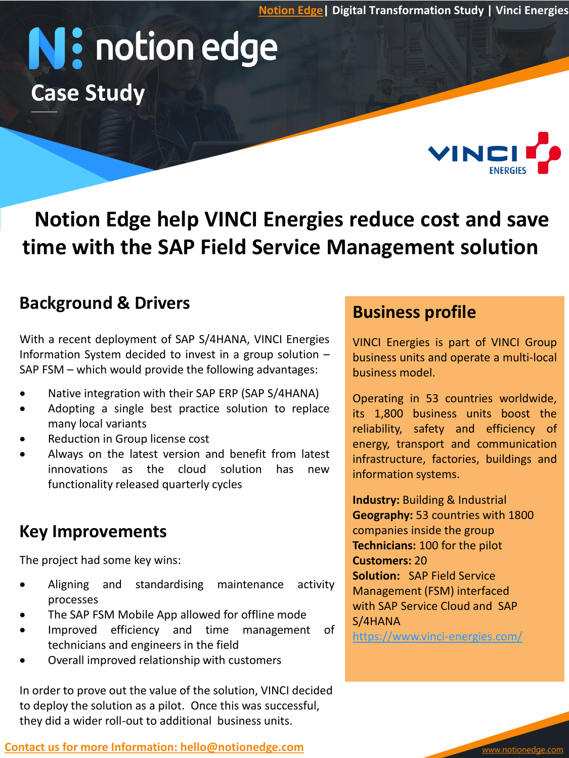# notion edge

## Case Study

# Notion Edge help VINCI Energies reduce cost and save time with the SAP Field Service Management solution

## Background & Drivers

With a recent deployment of SAP S/4HANA, VINCI Energies Information System decided to invest in a group solution – SAP FSM – which would provide the following advantages:

- Native integration with their SAP ERP (SAP S/4HANA)
- Adopting a single best practice solution to replace many local variants
- Reduction in Group license cost
- Always on the latest version and benefit from latest innovations as the cloud solution has new functionality released quarterly cycles

## Key Improvements

The project had some key wins:

- Aligning and standardising maintenance activity processes
- The SAP FSM Mobile App allowed for offline mode
- Improved efficiency and time management of technicians and engineers in the field
- Overall improved relationship with customers

In order to prove out the value of the solution, VINCI decided to deploy the solution as a pilot. Once this was successful, they did a wider roll-out to additional business units.

## Business profile

VINCI Energies is part of VINCI Group business units and operate a multi-local business model.

Operating in 53 countries worldwide, its 1,800 business units boost the reliability, safety and efficiency of energy, transport and communication infrastructure, factories, buildings and information systems.

**Industry:** Building & Industrial
**Geography:** 53 countries with 1800 companies inside the group
**Technicians:** 100 for the pilot
**Customers:** 20
**Solution:** SAP Field Service Management (FSM) interfaced with SAP Service Cloud and SAP S/4HANA
https://www.vinci-energies.com/

**Contact us for more Information: hello@notionedge.com**

www.notionedge.com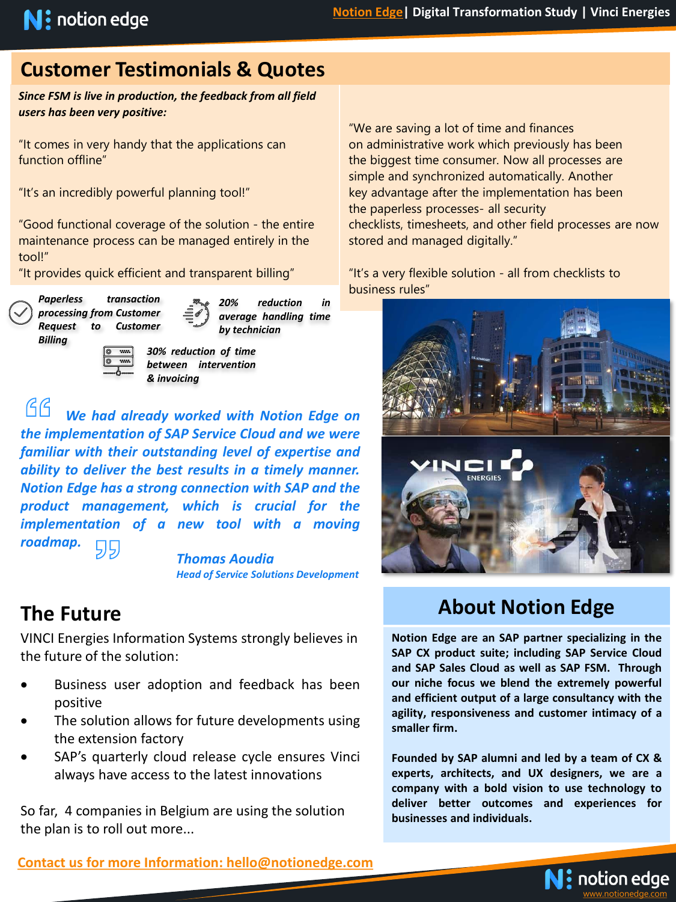## Customer Testimonials & Quotes

***Since FSM is live in production, the feedback from all field users has been very positive:***

"It comes in very handy that the applications can function offline"

"It's an incredibly powerful planning tool!"

"Good functional coverage of the solution - the entire maintenance process can be managed entirely in the tool!"

"It provides quick efficient and transparent billing"

"We are saving a lot of time and finances on administrative work which previously has been the biggest time consumer. Now all processes are simple and synchronized automatically. Another key advantage after the implementation has been the paperless processes- all security checklists, timesheets, and other field processes are now stored and managed digitally."

"It's a very flexible solution - all from checklists to business rules"

***Paperless transaction processing from Customer Request to Customer Billing***

***20% reduction in average handling time by technician***

***30% reduction of time between intervention & invoicing***

> ***We had already worked with Notion Edge on the implementation of SAP Service Cloud and we were familiar with their outstanding level of expertise and ability to deliver the best results in a timely manner. Notion Edge has a strong connection with SAP and the product management, which is crucial for the implementation of a new tool with a moving roadmap.***
>
> ***Thomas Aoudia***
> *Head of Service Solutions Development*

## The Future

VINCI Energies Information Systems strongly believes in the future of the solution:

- Business user adoption and feedback has been positive
- The solution allows for future developments using the extension factory
- SAP's quarterly cloud release cycle ensures Vinci always have access to the latest innovations

So far, 4 companies in Belgium are using the solution the plan is to roll out more...

## About Notion Edge

**Notion Edge are an SAP partner specializing in the SAP CX product suite; including SAP Service Cloud and SAP Sales Cloud as well as SAP FSM. Through our niche focus we blend the extremely powerful and efficient output of a large consultancy with the agility, responsiveness and customer intimacy of a smaller firm.**

**Founded by SAP alumni and led by a team of CX & experts, architects, and UX designers, we are a company with a bold vision to use technology to deliver better outcomes and experiences for businesses and individuals.**

**Contact us for more Information: hello@notionedge.com**

www.notionedge.com